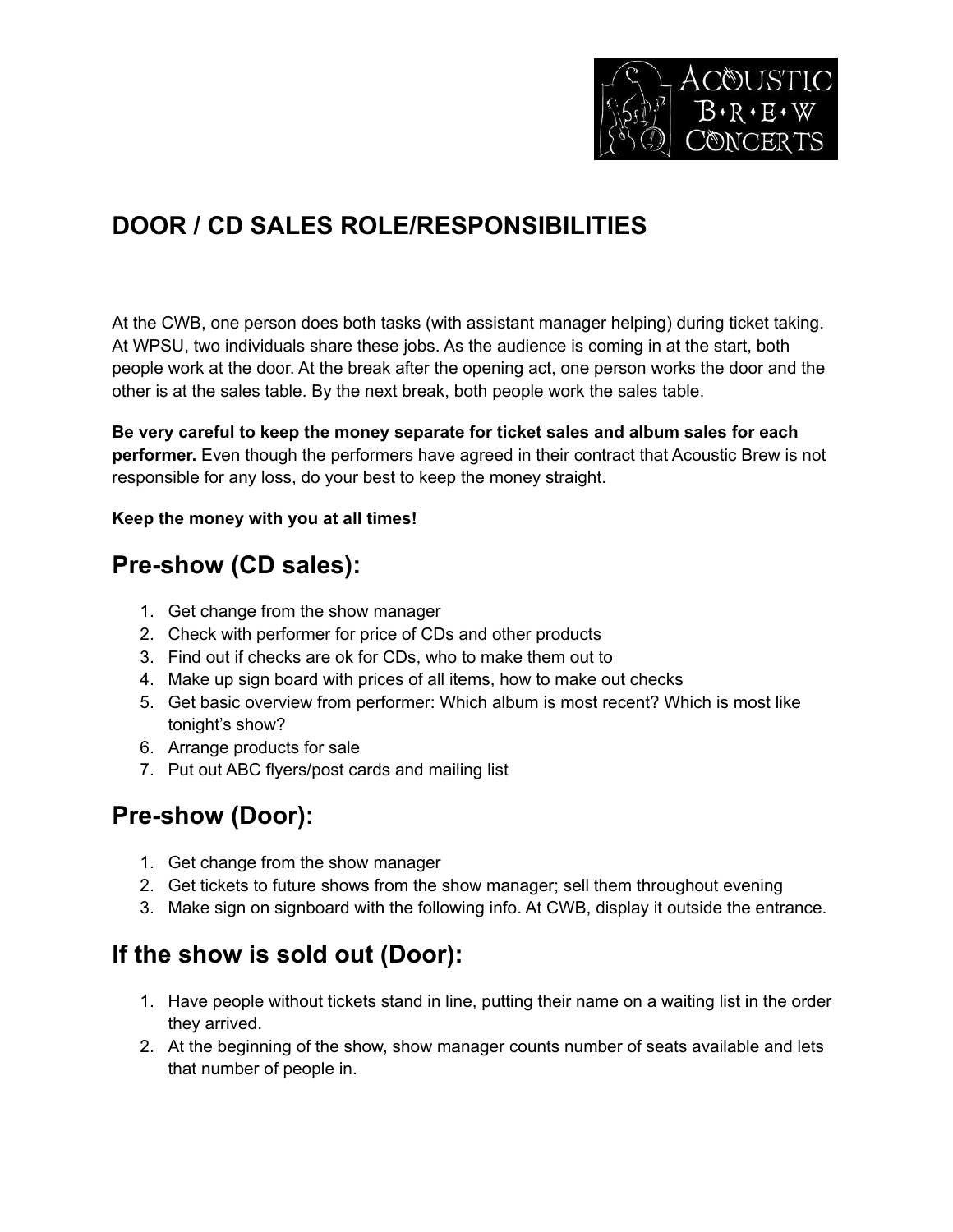# DOOR / CD SALES ROLE/RESPONSIBILITIES

At the CWB, one person does both tasks (with assistant manager helping) during ticket taking. At WPSU, two individuals share these jobs. As the audience is coming in at the start, both people work at the door. At the break after the opening act, one person works the door and the other is at the sales table. By the next break, both people work the sales table.

**Be very careful to keep the money separate for ticket sales and album sales for each performer.** Even though the performers have agreed in their contract that Acoustic Brew is not responsible for any loss, do your best to keep the money straight.

**Keep the money with you at all times!**

## Pre-show (CD sales):

1. Get change from the show manager
2. Check with performer for price of CDs and other products
3. Find out if checks are ok for CDs, who to make them out to
4. Make up sign board with prices of all items, how to make out checks
5. Get basic overview from performer: Which album is most recent? Which is most like tonight's show?
6. Arrange products for sale
7. Put out ABC flyers/post cards and mailing list

## Pre-show (Door):

1. Get change from the show manager
2. Get tickets to future shows from the show manager; sell them throughout evening
3. Make sign on signboard with the following info. At CWB, display it outside the entrance.

## If the show is sold out (Door):

1. Have people without tickets stand in line, putting their name on a waiting list in the order they arrived.
2. At the beginning of the show, show manager counts number of seats available and lets that number of people in.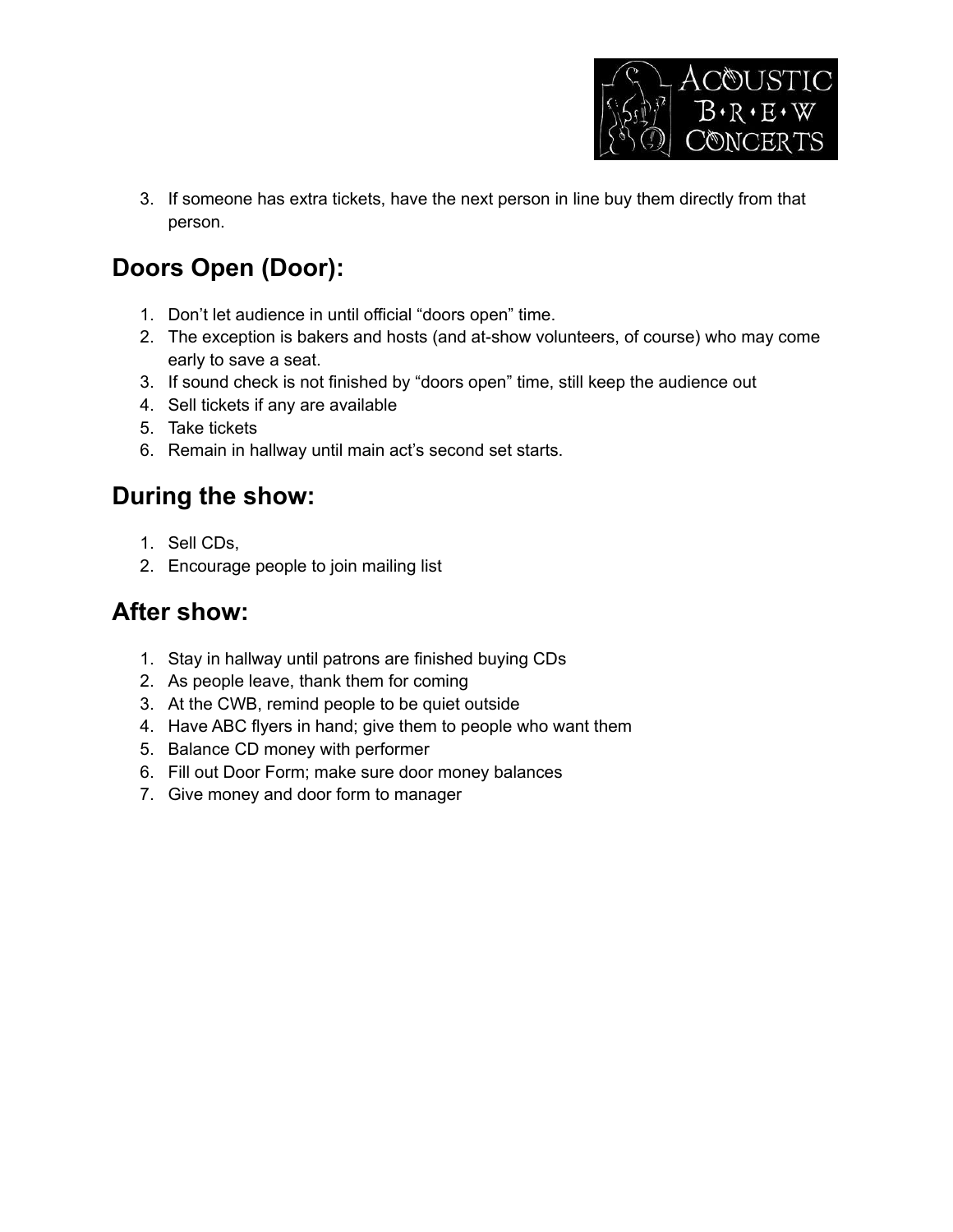3. If someone has extra tickets, have the next person in line buy them directly from that person.

## Doors Open (Door):

1. Don't let audience in until official "doors open" time.
2. The exception is bakers and hosts (and at-show volunteers, of course) who may come early to save a seat.
3. If sound check is not finished by "doors open" time, still keep the audience out
4. Sell tickets if any are available
5. Take tickets
6. Remain in hallway until main act's second set starts.

## During the show:

1. Sell CDs,
2. Encourage people to join mailing list

## After show:

1. Stay in hallway until patrons are finished buying CDs
2. As people leave, thank them for coming
3. At the CWB, remind people to be quiet outside
4. Have ABC flyers in hand; give them to people who want them
5. Balance CD money with performer
6. Fill out Door Form; make sure door money balances
7. Give money and door form to manager